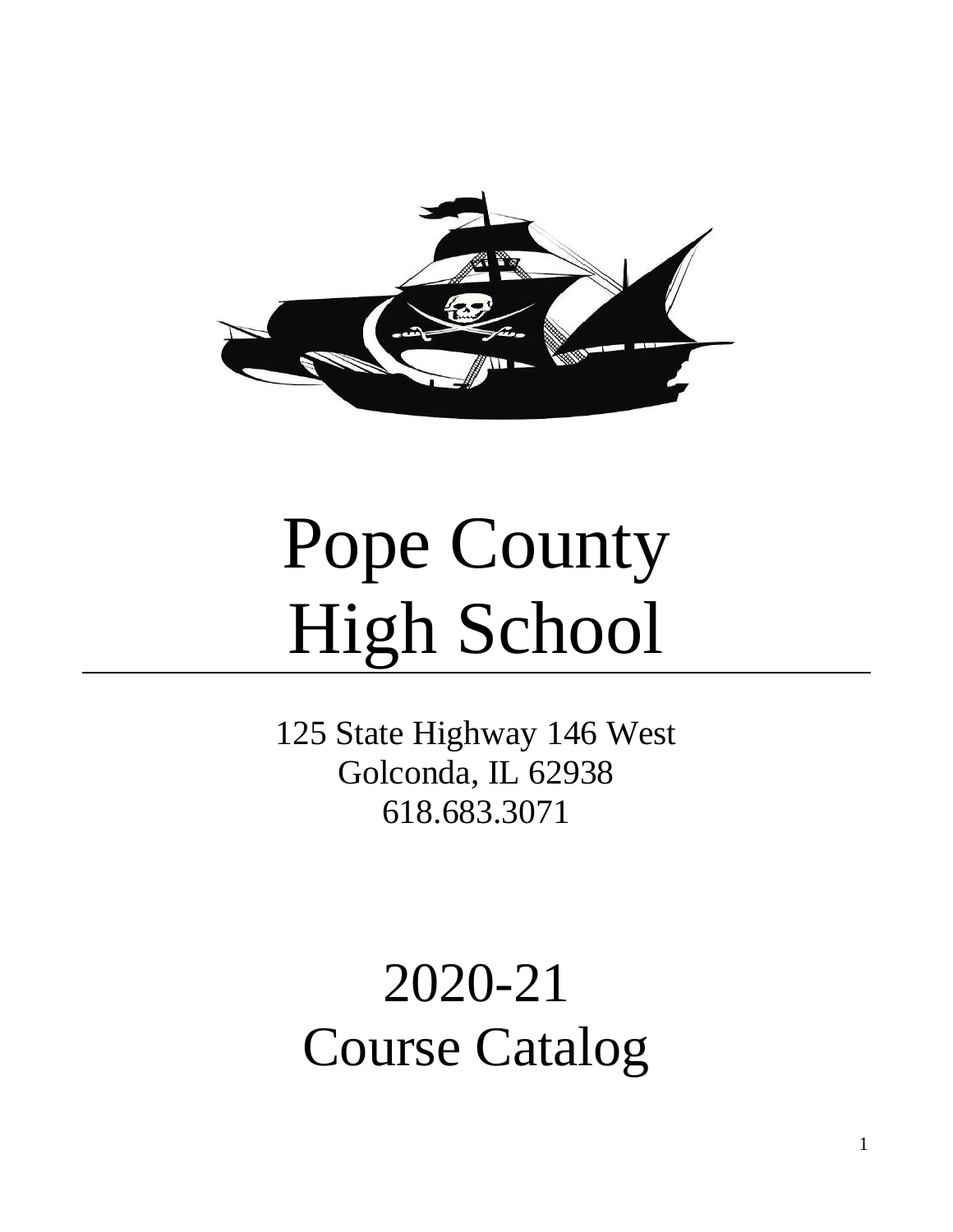# Pope County High School

125 State Highway 146 West
Golconda, IL 62938
618.683.3071

# 2020-21 Course Catalog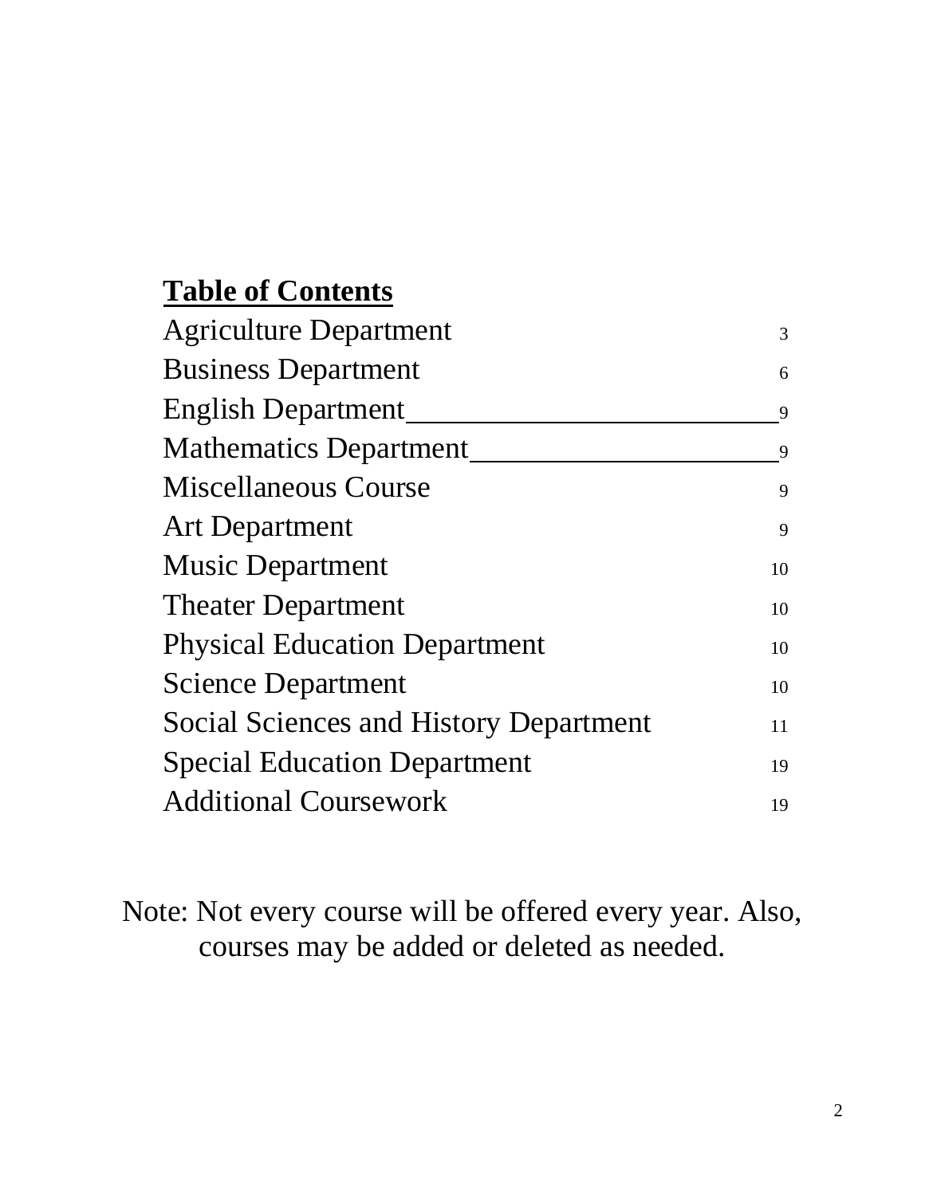## Table of Contents

| | |
|---|---|
| Agriculture Department | 3 |
| Business Department | 6 |
| English Department | 9 |
| Mathematics Department | 9 |
| Miscellaneous Course | 9 |
| Art Department | 9 |
| Music Department | 10 |
| Theater Department | 10 |
| Physical Education Department | 10 |
| Science Department | 10 |
| Social Sciences and History Department | 11 |
| Special Education Department | 19 |
| Additional Coursework | 19 |

Note: Not every course will be offered every year. Also, courses may be added or deleted as needed.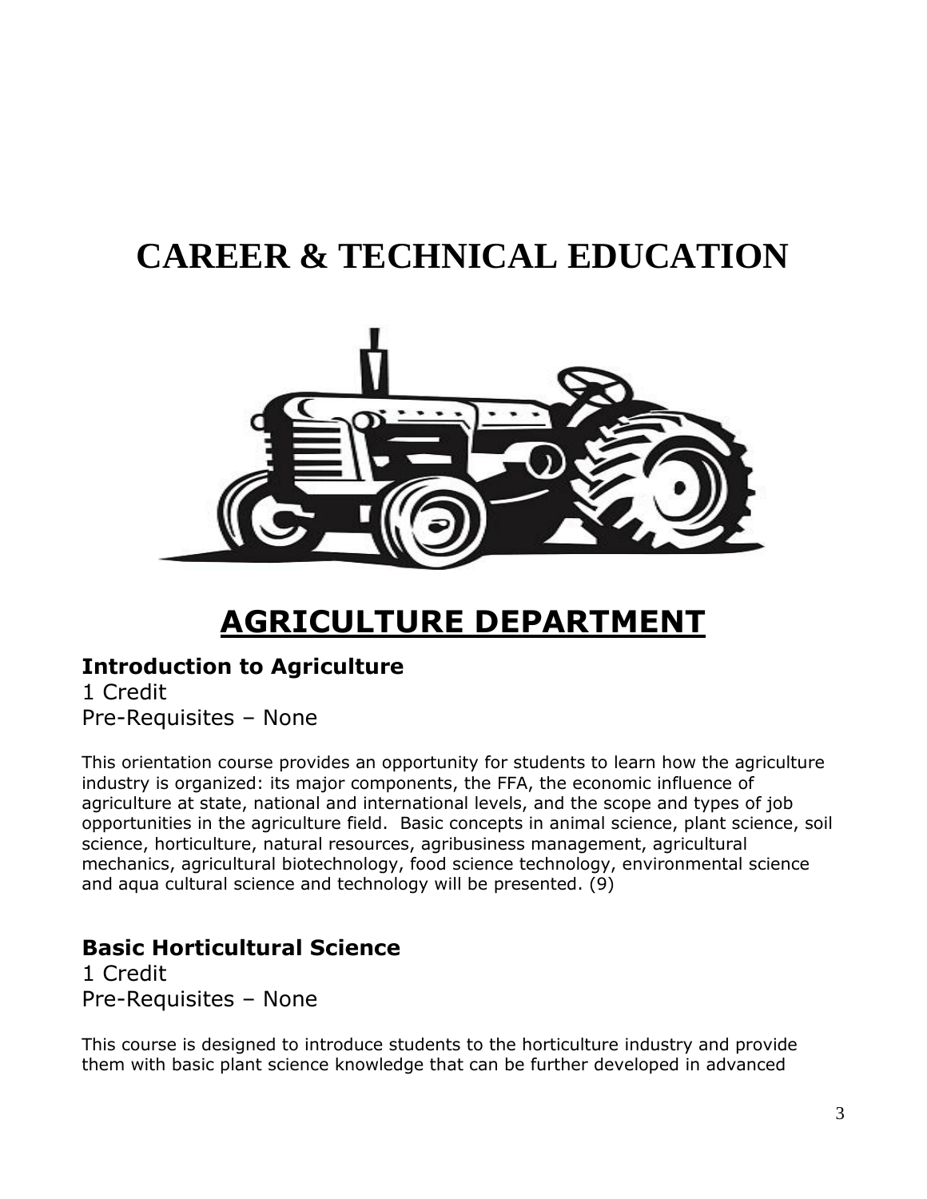# CAREER & TECHNICAL EDUCATION

## AGRICULTURE DEPARTMENT

### Introduction to Agriculture

1 Credit
Pre-Requisites – None

This orientation course provides an opportunity for students to learn how the agriculture industry is organized: its major components, the FFA, the economic influence of agriculture at state, national and international levels, and the scope and types of job opportunities in the agriculture field. Basic concepts in animal science, plant science, soil science, horticulture, natural resources, agribusiness management, agricultural mechanics, agricultural biotechnology, food science technology, environmental science and aqua cultural science and technology will be presented. (9)

### Basic Horticultural Science

1 Credit
Pre-Requisites – None

This course is designed to introduce students to the horticulture industry and provide them with basic plant science knowledge that can be further developed in advanced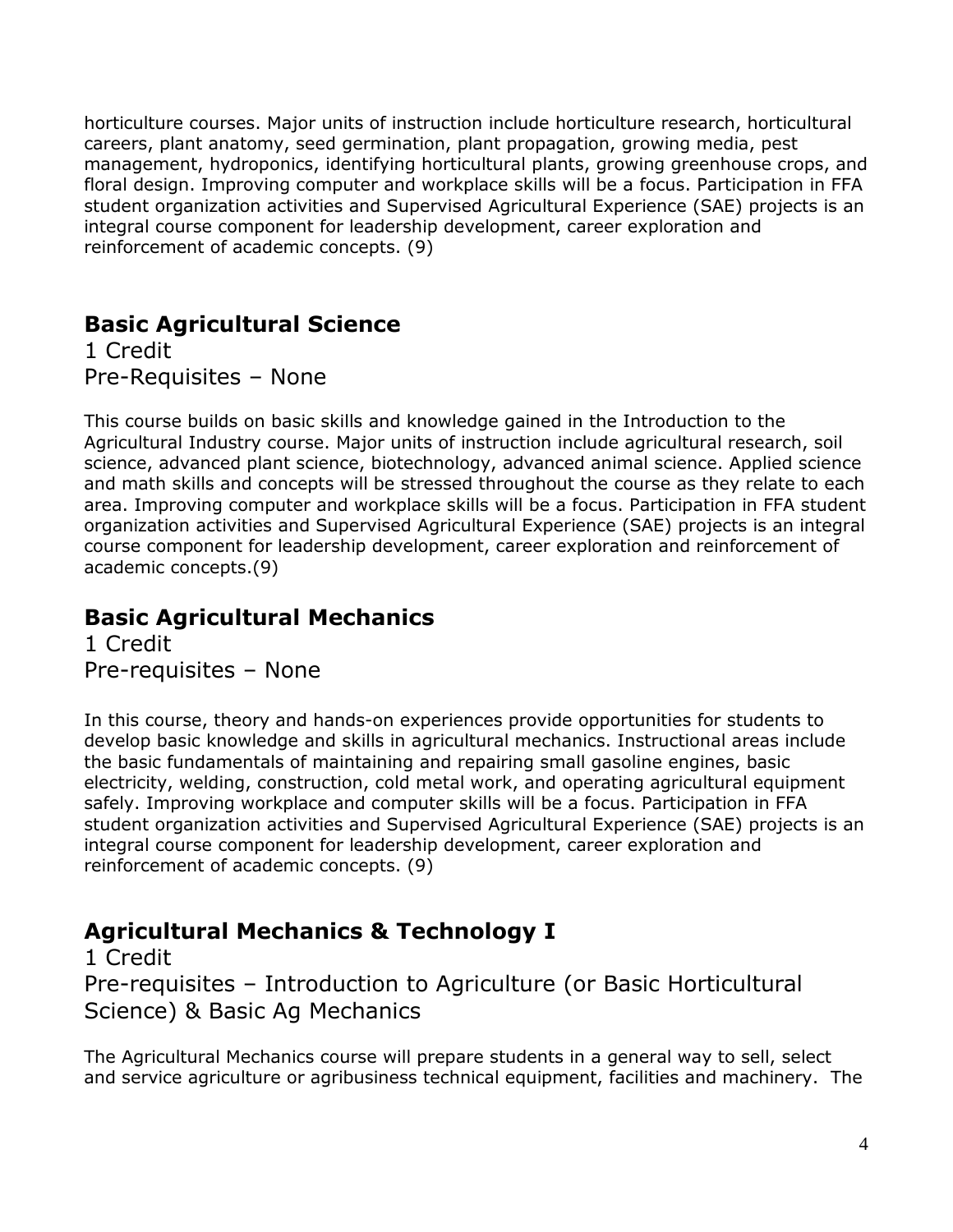horticulture courses. Major units of instruction include horticulture research, horticultural careers, plant anatomy, seed germination, plant propagation, growing media, pest management, hydroponics, identifying horticultural plants, growing greenhouse crops, and floral design. Improving computer and workplace skills will be a focus. Participation in FFA student organization activities and Supervised Agricultural Experience (SAE) projects is an integral course component for leadership development, career exploration and reinforcement of academic concepts. (9)

## Basic Agricultural Science

1 Credit
Pre-Requisites – None

This course builds on basic skills and knowledge gained in the Introduction to the Agricultural Industry course. Major units of instruction include agricultural research, soil science, advanced plant science, biotechnology, advanced animal science. Applied science and math skills and concepts will be stressed throughout the course as they relate to each area. Improving computer and workplace skills will be a focus. Participation in FFA student organization activities and Supervised Agricultural Experience (SAE) projects is an integral course component for leadership development, career exploration and reinforcement of academic concepts.(9)

## Basic Agricultural Mechanics

1 Credit
Pre-requisites – None

In this course, theory and hands-on experiences provide opportunities for students to develop basic knowledge and skills in agricultural mechanics. Instructional areas include the basic fundamentals of maintaining and repairing small gasoline engines, basic electricity, welding, construction, cold metal work, and operating agricultural equipment safely. Improving workplace and computer skills will be a focus. Participation in FFA student organization activities and Supervised Agricultural Experience (SAE) projects is an integral course component for leadership development, career exploration and reinforcement of academic concepts. (9)

## Agricultural Mechanics & Technology I

1 Credit
Pre-requisites – Introduction to Agriculture (or Basic Horticultural Science) & Basic Ag Mechanics

The Agricultural Mechanics course will prepare students in a general way to sell, select and service agriculture or agribusiness technical equipment, facilities and machinery. The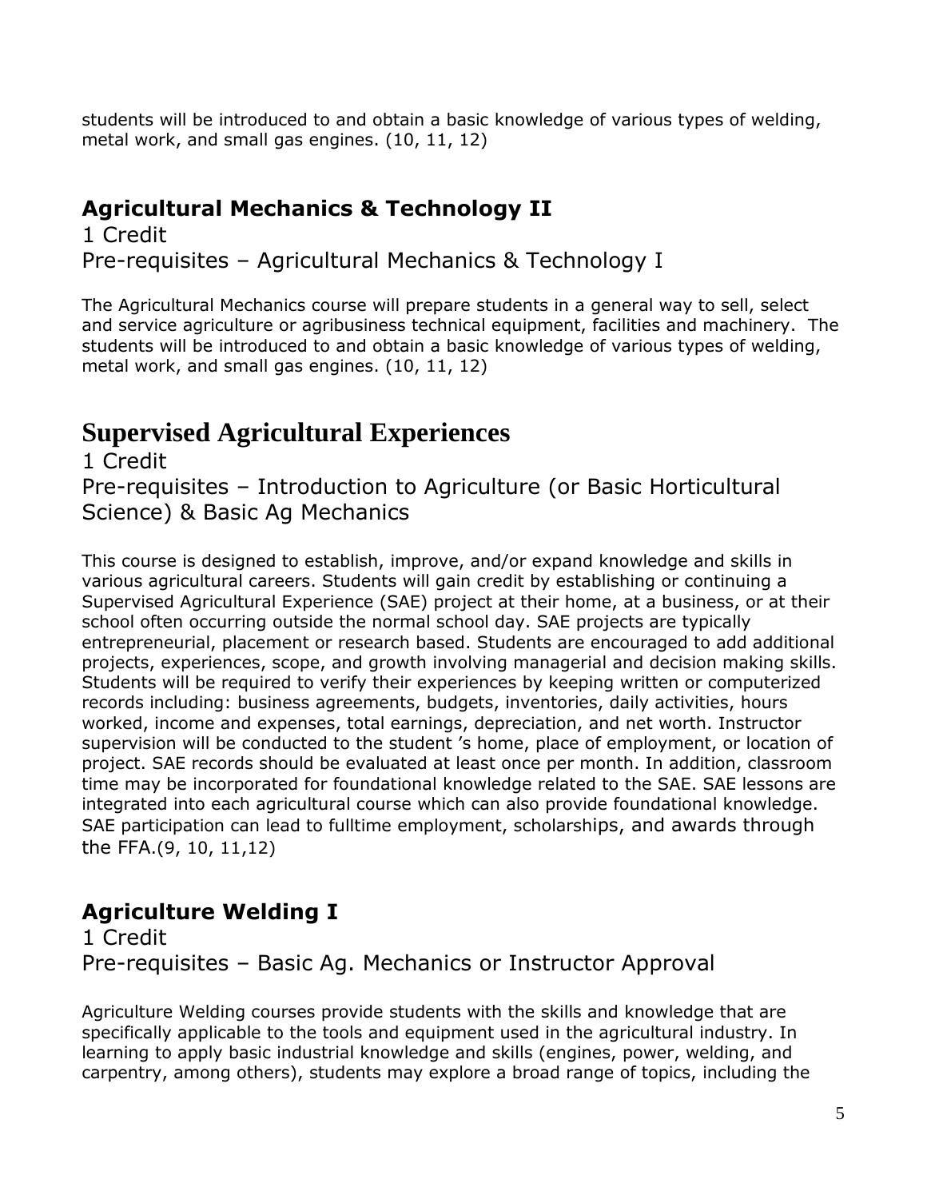students will be introduced to and obtain a basic knowledge of various types of welding, metal work, and small gas engines. (10, 11, 12)

## Agricultural Mechanics & Technology II

1 Credit
Pre-requisites – Agricultural Mechanics & Technology I

The Agricultural Mechanics course will prepare students in a general way to sell, select and service agriculture or agribusiness technical equipment, facilities and machinery. The students will be introduced to and obtain a basic knowledge of various types of welding, metal work, and small gas engines. (10, 11, 12)

# Supervised Agricultural Experiences

1 Credit
Pre-requisites – Introduction to Agriculture (or Basic Horticultural Science) & Basic Ag Mechanics

This course is designed to establish, improve, and/or expand knowledge and skills in various agricultural careers. Students will gain credit by establishing or continuing a Supervised Agricultural Experience (SAE) project at their home, at a business, or at their school often occurring outside the normal school day. SAE projects are typically entrepreneurial, placement or research based. Students are encouraged to add additional projects, experiences, scope, and growth involving managerial and decision making skills. Students will be required to verify their experiences by keeping written or computerized records including: business agreements, budgets, inventories, daily activities, hours worked, income and expenses, total earnings, depreciation, and net worth. Instructor supervision will be conducted to the student 's home, place of employment, or location of project. SAE records should be evaluated at least once per month. In addition, classroom time may be incorporated for foundational knowledge related to the SAE. SAE lessons are integrated into each agricultural course which can also provide foundational knowledge. SAE participation can lead to fulltime employment, scholarships, and awards through the FFA.(9, 10, 11,12)

## Agriculture Welding I

1 Credit
Pre-requisites – Basic Ag. Mechanics or Instructor Approval

Agriculture Welding courses provide students with the skills and knowledge that are specifically applicable to the tools and equipment used in the agricultural industry. In learning to apply basic industrial knowledge and skills (engines, power, welding, and carpentry, among others), students may explore a broad range of topics, including the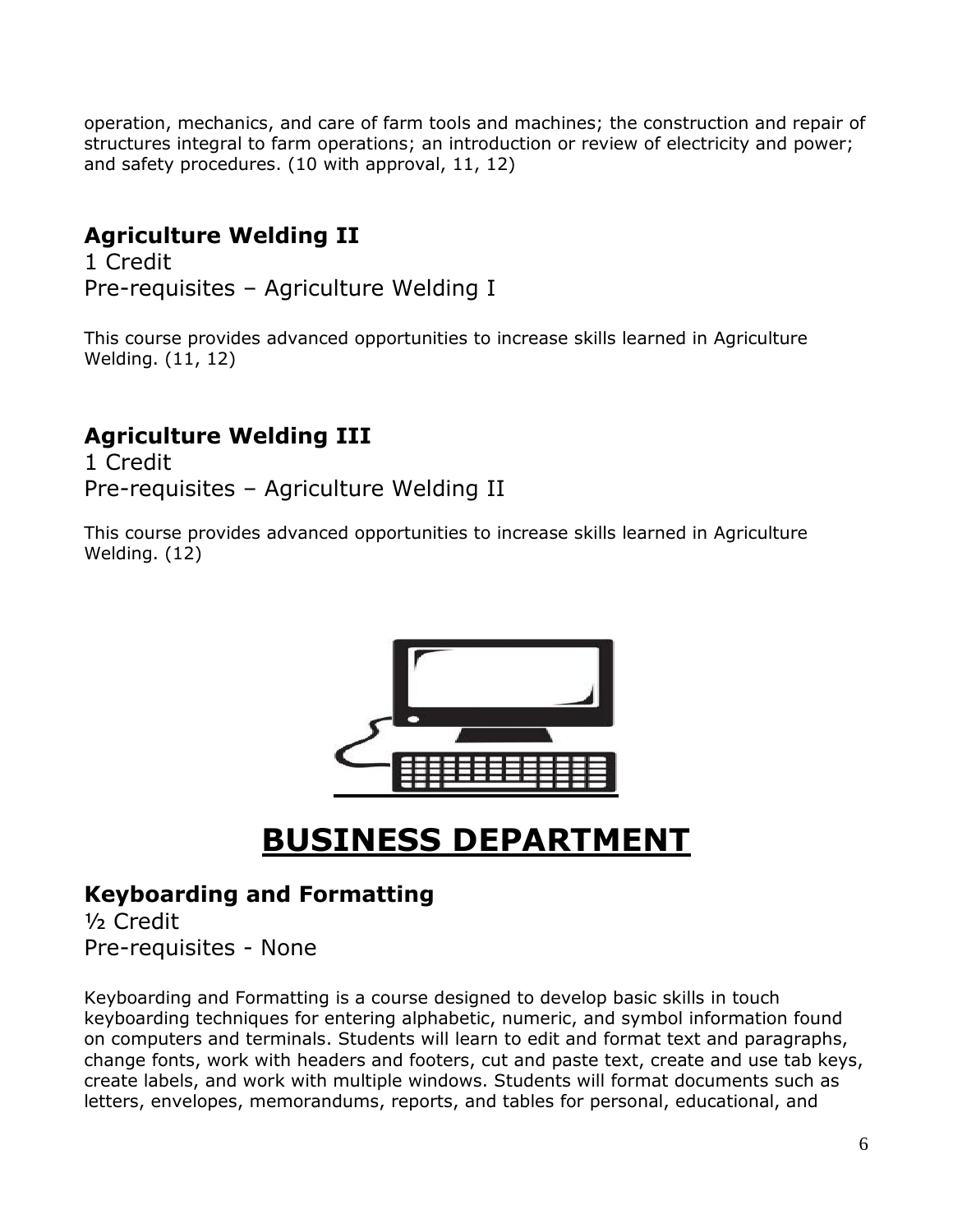operation, mechanics, and care of farm tools and machines; the construction and repair of structures integral to farm operations; an introduction or review of electricity and power; and safety procedures. (10 with approval, 11, 12)

### Agriculture Welding II

1 Credit
Pre-requisites – Agriculture Welding I

This course provides advanced opportunities to increase skills learned in Agriculture Welding. (11, 12)

### Agriculture Welding III

1 Credit
Pre-requisites – Agriculture Welding II

This course provides advanced opportunities to increase skills learned in Agriculture Welding. (12)

# BUSINESS DEPARTMENT

### Keyboarding and Formatting

½ Credit
Pre-requisites - None

Keyboarding and Formatting is a course designed to develop basic skills in touch keyboarding techniques for entering alphabetic, numeric, and symbol information found on computers and terminals. Students will learn to edit and format text and paragraphs, change fonts, work with headers and footers, cut and paste text, create and use tab keys, create labels, and work with multiple windows. Students will format documents such as letters, envelopes, memorandums, reports, and tables for personal, educational, and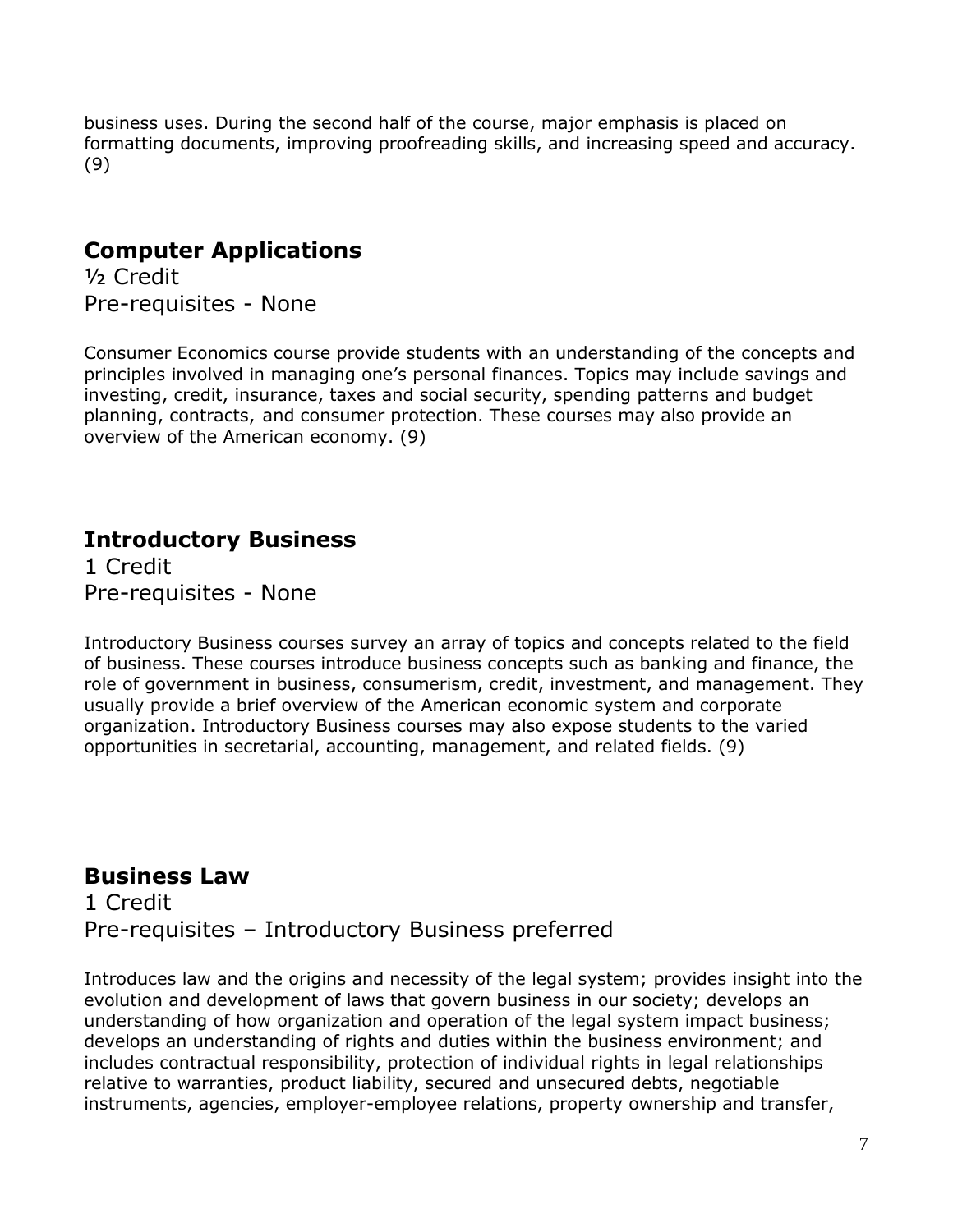business uses. During the second half of the course, major emphasis is placed on formatting documents, improving proofreading skills, and increasing speed and accuracy. (9)

## Computer Applications

½ Credit
Pre-requisites - None

Consumer Economics course provide students with an understanding of the concepts and principles involved in managing one's personal finances. Topics may include savings and investing, credit, insurance, taxes and social security, spending patterns and budget planning, contracts, and consumer protection. These courses may also provide an overview of the American economy. (9)

## Introductory Business

1 Credit
Pre-requisites - None

Introductory Business courses survey an array of topics and concepts related to the field of business. These courses introduce business concepts such as banking and finance, the role of government in business, consumerism, credit, investment, and management. They usually provide a brief overview of the American economic system and corporate organization. Introductory Business courses may also expose students to the varied opportunities in secretarial, accounting, management, and related fields. (9)

## Business Law

1 Credit
Pre-requisites – Introductory Business preferred

Introduces law and the origins and necessity of the legal system; provides insight into the evolution and development of laws that govern business in our society; develops an understanding of how organization and operation of the legal system impact business; develops an understanding of rights and duties within the business environment; and includes contractual responsibility, protection of individual rights in legal relationships relative to warranties, product liability, secured and unsecured debts, negotiable instruments, agencies, employer-employee relations, property ownership and transfer,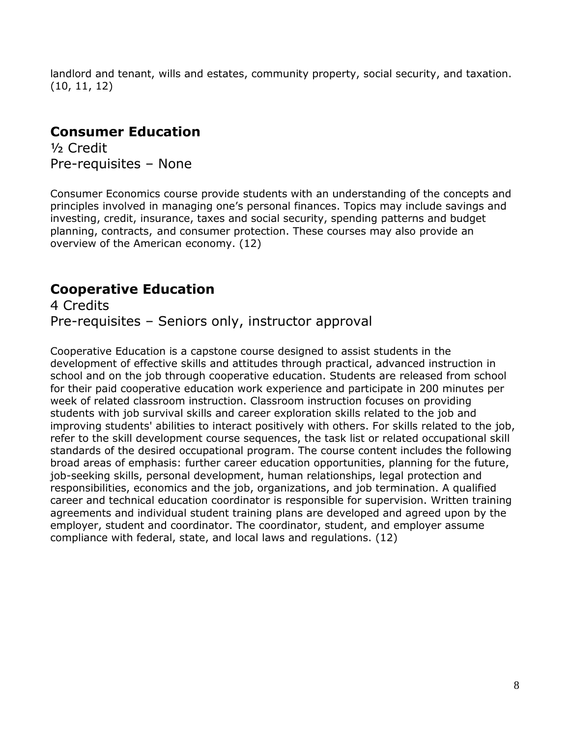landlord and tenant, wills and estates, community property, social security, and taxation. (10, 11, 12)

## Consumer Education

½ Credit
Pre-requisites – None

Consumer Economics course provide students with an understanding of the concepts and principles involved in managing one's personal finances. Topics may include savings and investing, credit, insurance, taxes and social security, spending patterns and budget planning, contracts, and consumer protection. These courses may also provide an overview of the American economy. (12)

## Cooperative Education

4 Credits
Pre-requisites – Seniors only, instructor approval

Cooperative Education is a capstone course designed to assist students in the development of effective skills and attitudes through practical, advanced instruction in school and on the job through cooperative education. Students are released from school for their paid cooperative education work experience and participate in 200 minutes per week of related classroom instruction. Classroom instruction focuses on providing students with job survival skills and career exploration skills related to the job and improving students' abilities to interact positively with others. For skills related to the job, refer to the skill development course sequences, the task list or related occupational skill standards of the desired occupational program. The course content includes the following broad areas of emphasis: further career education opportunities, planning for the future, job-seeking skills, personal development, human relationships, legal protection and responsibilities, economics and the job, organizations, and job termination. A qualified career and technical education coordinator is responsible for supervision. Written training agreements and individual student training plans are developed and agreed upon by the employer, student and coordinator. The coordinator, student, and employer assume compliance with federal, state, and local laws and regulations. (12)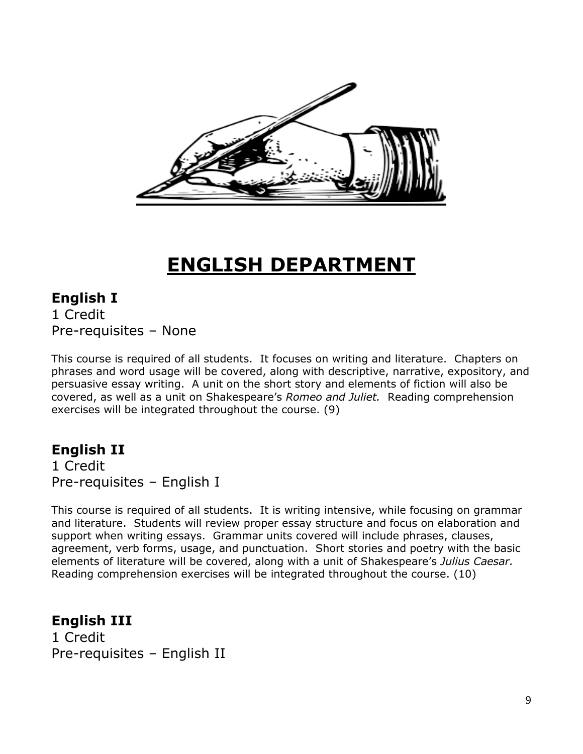# ENGLISH DEPARTMENT

## English I

1 Credit
Pre-requisites – None

This course is required of all students. It focuses on writing and literature. Chapters on phrases and word usage will be covered, along with descriptive, narrative, expository, and persuasive essay writing. A unit on the short story and elements of fiction will also be covered, as well as a unit on Shakespeare's *Romeo and Juliet.* Reading comprehension exercises will be integrated throughout the course. (9)

## English II

1 Credit
Pre-requisites – English I

This course is required of all students. It is writing intensive, while focusing on grammar and literature. Students will review proper essay structure and focus on elaboration and support when writing essays. Grammar units covered will include phrases, clauses, agreement, verb forms, usage, and punctuation. Short stories and poetry with the basic elements of literature will be covered, along with a unit of Shakespeare's *Julius Caesar.* Reading comprehension exercises will be integrated throughout the course. (10)

## English III

1 Credit
Pre-requisites – English II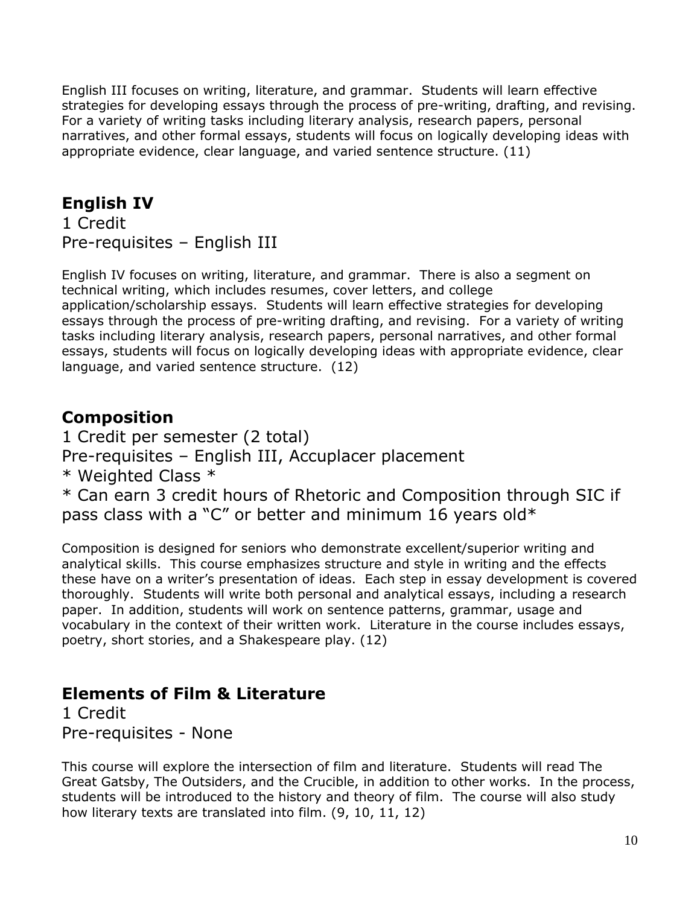English III focuses on writing, literature, and grammar. Students will learn effective strategies for developing essays through the process of pre-writing, drafting, and revising. For a variety of writing tasks including literary analysis, research papers, personal narratives, and other formal essays, students will focus on logically developing ideas with appropriate evidence, clear language, and varied sentence structure. (11)

## English IV

1 Credit
Pre-requisites – English III

English IV focuses on writing, literature, and grammar. There is also a segment on technical writing, which includes resumes, cover letters, and college application/scholarship essays. Students will learn effective strategies for developing essays through the process of pre-writing drafting, and revising. For a variety of writing tasks including literary analysis, research papers, personal narratives, and other formal essays, students will focus on logically developing ideas with appropriate evidence, clear language, and varied sentence structure. (12)

## Composition

1 Credit per semester (2 total)
Pre-requisites – English III, Accuplacer placement
* Weighted Class *
* Can earn 3 credit hours of Rhetoric and Composition through SIC if pass class with a "C" or better and minimum 16 years old*

Composition is designed for seniors who demonstrate excellent/superior writing and analytical skills. This course emphasizes structure and style in writing and the effects these have on a writer's presentation of ideas. Each step in essay development is covered thoroughly. Students will write both personal and analytical essays, including a research paper. In addition, students will work on sentence patterns, grammar, usage and vocabulary in the context of their written work. Literature in the course includes essays, poetry, short stories, and a Shakespeare play. (12)

## Elements of Film & Literature

1 Credit
Pre-requisites - None

This course will explore the intersection of film and literature. Students will read The Great Gatsby, The Outsiders, and the Crucible, in addition to other works. In the process, students will be introduced to the history and theory of film. The course will also study how literary texts are translated into film. (9, 10, 11, 12)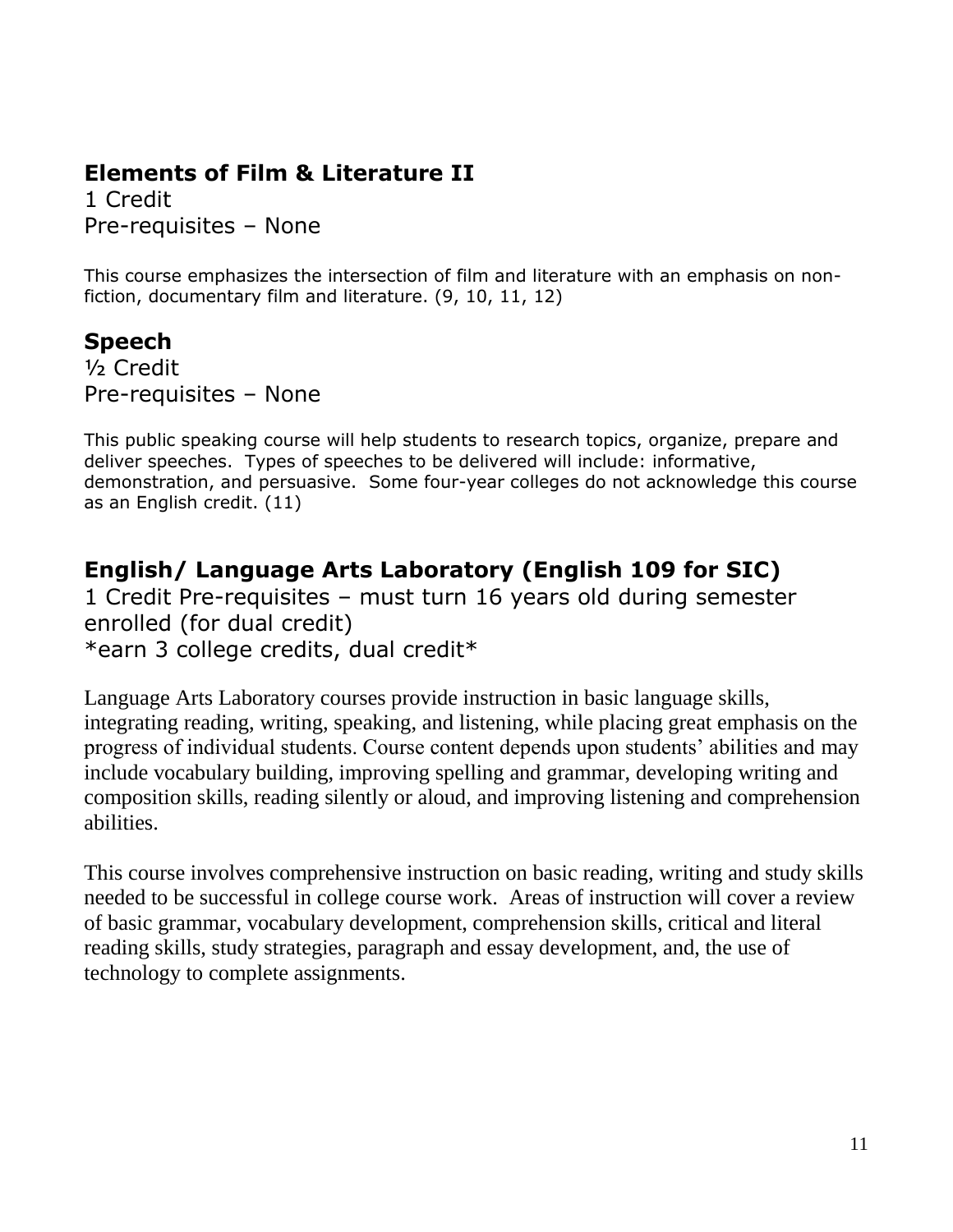## Elements of Film & Literature II

1 Credit
Pre-requisites – None

This course emphasizes the intersection of film and literature with an emphasis on non-fiction, documentary film and literature. (9, 10, 11, 12)

## Speech

½ Credit
Pre-requisites – None

This public speaking course will help students to research topics, organize, prepare and deliver speeches. Types of speeches to be delivered will include: informative, demonstration, and persuasive. Some four-year colleges do not acknowledge this course as an English credit. (11)

## English/ Language Arts Laboratory (English 109 for SIC)

1 Credit Pre-requisites – must turn 16 years old during semester enrolled (for dual credit)
*earn 3 college credits, dual credit*

Language Arts Laboratory courses provide instruction in basic language skills, integrating reading, writing, speaking, and listening, while placing great emphasis on the progress of individual students. Course content depends upon students' abilities and may include vocabulary building, improving spelling and grammar, developing writing and composition skills, reading silently or aloud, and improving listening and comprehension abilities.

This course involves comprehensive instruction on basic reading, writing and study skills needed to be successful in college course work. Areas of instruction will cover a review of basic grammar, vocabulary development, comprehension skills, critical and literal reading skills, study strategies, paragraph and essay development, and, the use of technology to complete assignments.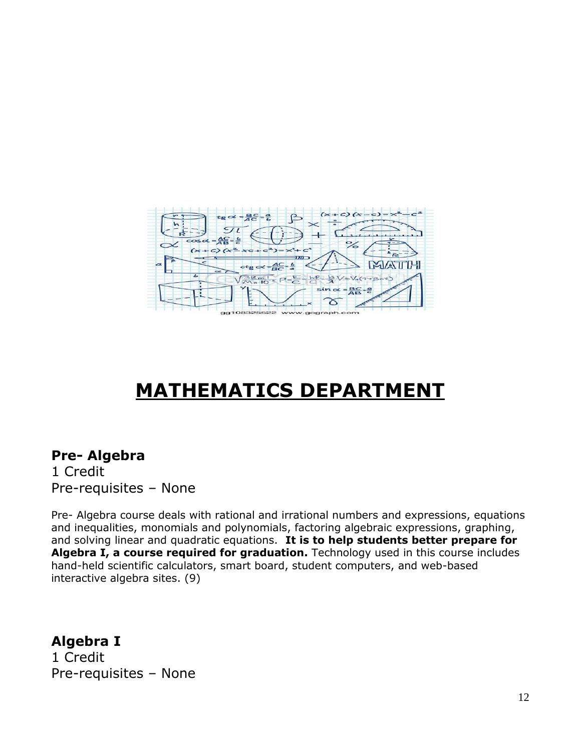# MATHEMATICS DEPARTMENT

## Pre- Algebra

1 Credit
Pre-requisites – None

Pre- Algebra course deals with rational and irrational numbers and expressions, equations and inequalities, monomials and polynomials, factoring algebraic expressions, graphing, and solving linear and quadratic equations. **It is to help students better prepare for Algebra I, a course required for graduation.** Technology used in this course includes hand-held scientific calculators, smart board, student computers, and web-based interactive algebra sites. (9)

## Algebra I

1 Credit
Pre-requisites – None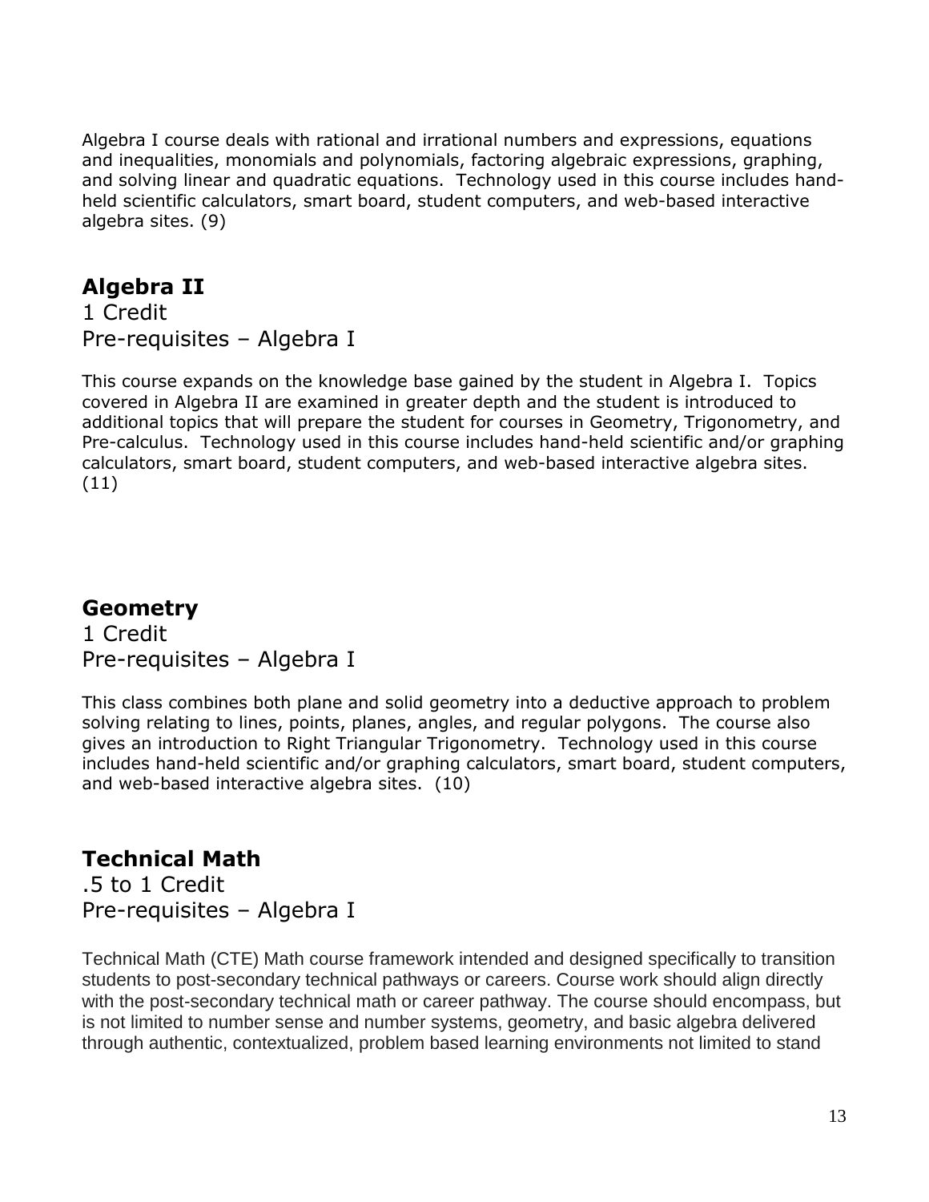Algebra I course deals with rational and irrational numbers and expressions, equations and inequalities, monomials and polynomials, factoring algebraic expressions, graphing, and solving linear and quadratic equations. Technology used in this course includes hand-held scientific calculators, smart board, student computers, and web-based interactive algebra sites. (9)

## Algebra II

1 Credit
Pre-requisites – Algebra I

This course expands on the knowledge base gained by the student in Algebra I. Topics covered in Algebra II are examined in greater depth and the student is introduced to additional topics that will prepare the student for courses in Geometry, Trigonometry, and Pre-calculus. Technology used in this course includes hand-held scientific and/or graphing calculators, smart board, student computers, and web-based interactive algebra sites. (11)

## Geometry

1 Credit
Pre-requisites – Algebra I

This class combines both plane and solid geometry into a deductive approach to problem solving relating to lines, points, planes, angles, and regular polygons. The course also gives an introduction to Right Triangular Trigonometry. Technology used in this course includes hand-held scientific and/or graphing calculators, smart board, student computers, and web-based interactive algebra sites. (10)

## Technical Math

.5 to 1 Credit
Pre-requisites – Algebra I

Technical Math (CTE) Math course framework intended and designed specifically to transition students to post-secondary technical pathways or careers. Course work should align directly with the post-secondary technical math or career pathway. The course should encompass, but is not limited to number sense and number systems, geometry, and basic algebra delivered through authentic, contextualized, problem based learning environments not limited to stand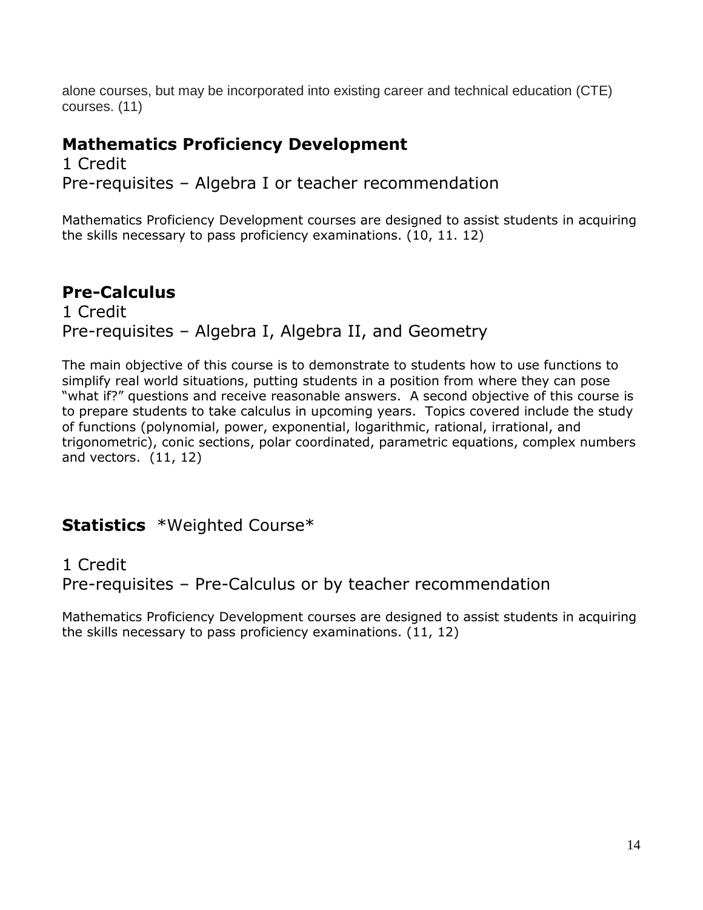alone courses, but may be incorporated into existing career and technical education (CTE) courses. (11)

## Mathematics Proficiency Development

1 Credit
Pre-requisites – Algebra I or teacher recommendation

Mathematics Proficiency Development courses are designed to assist students in acquiring the skills necessary to pass proficiency examinations. (10, 11. 12)

## Pre-Calculus

1 Credit
Pre-requisites – Algebra I, Algebra II, and Geometry

The main objective of this course is to demonstrate to students how to use functions to simplify real world situations, putting students in a position from where they can pose "what if?" questions and receive reasonable answers. A second objective of this course is to prepare students to take calculus in upcoming years. Topics covered include the study of functions (polynomial, power, exponential, logarithmic, rational, irrational, and trigonometric), conic sections, polar coordinated, parametric equations, complex numbers and vectors. (11, 12)

## Statistics *Weighted Course*

1 Credit
Pre-requisites – Pre-Calculus or by teacher recommendation

Mathematics Proficiency Development courses are designed to assist students in acquiring the skills necessary to pass proficiency examinations. (11, 12)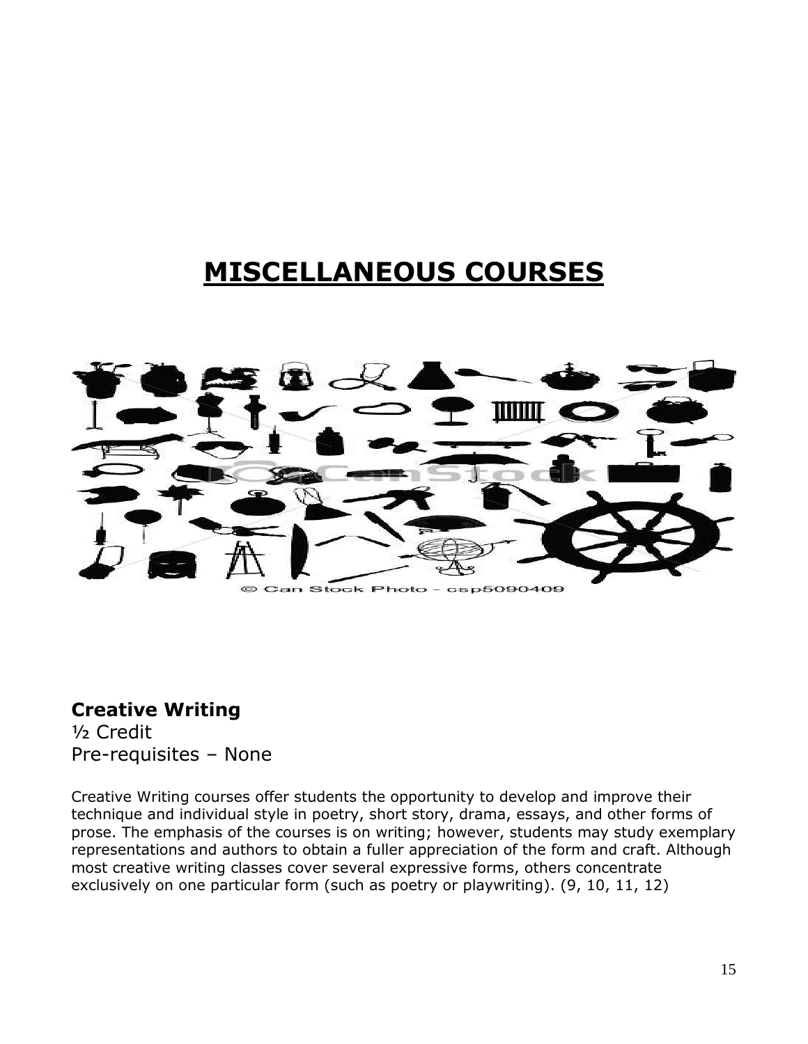# MISCELLANEOUS COURSES

**Creative Writing**
½ Credit
Pre-requisites – None

Creative Writing courses offer students the opportunity to develop and improve their technique and individual style in poetry, short story, drama, essays, and other forms of prose. The emphasis of the courses is on writing; however, students may study exemplary representations and authors to obtain a fuller appreciation of the form and craft. Although most creative writing classes cover several expressive forms, others concentrate exclusively on one particular form (such as poetry or playwriting). (9, 10, 11, 12)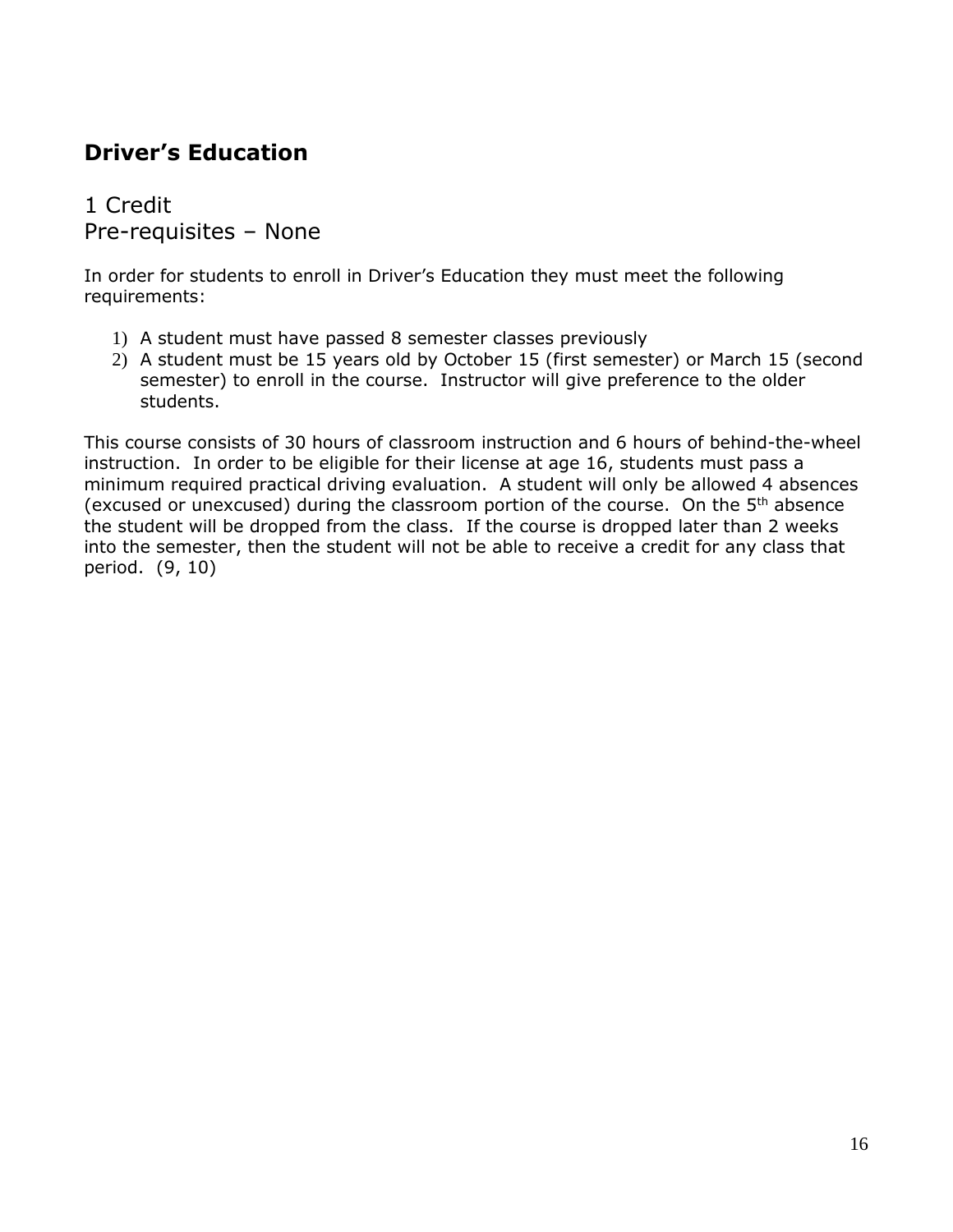## Driver's Education

1 Credit
Pre-requisites – None

In order for students to enroll in Driver's Education they must meet the following requirements:

1) A student must have passed 8 semester classes previously
2) A student must be 15 years old by October 15 (first semester) or March 15 (second semester) to enroll in the course. Instructor will give preference to the older students.

This course consists of 30 hours of classroom instruction and 6 hours of behind-the-wheel instruction. In order to be eligible for their license at age 16, students must pass a minimum required practical driving evaluation. A student will only be allowed 4 absences (excused or unexcused) during the classroom portion of the course. On the 5th absence the student will be dropped from the class. If the course is dropped later than 2 weeks into the semester, then the student will not be able to receive a credit for any class that period. (9, 10)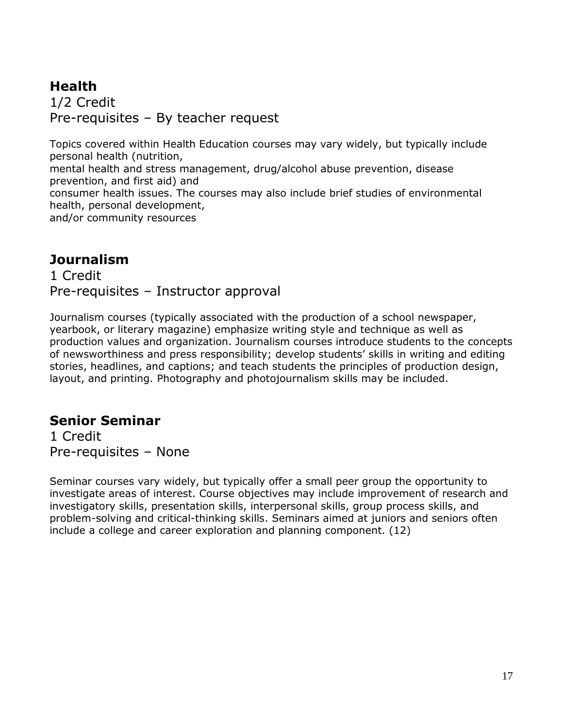## Health

1/2 Credit
Pre-requisites – By teacher request

Topics covered within Health Education courses may vary widely, but typically include personal health (nutrition, mental health and stress management, drug/alcohol abuse prevention, disease prevention, and first aid) and consumer health issues. The courses may also include brief studies of environmental health, personal development, and/or community resources

## Journalism

1 Credit
Pre-requisites – Instructor approval

Journalism courses (typically associated with the production of a school newspaper, yearbook, or literary magazine) emphasize writing style and technique as well as production values and organization. Journalism courses introduce students to the concepts of newsworthiness and press responsibility; develop students' skills in writing and editing stories, headlines, and captions; and teach students the principles of production design, layout, and printing. Photography and photojournalism skills may be included.

## Senior Seminar

1 Credit
Pre-requisites – None

Seminar courses vary widely, but typically offer a small peer group the opportunity to investigate areas of interest. Course objectives may include improvement of research and investigatory skills, presentation skills, interpersonal skills, group process skills, and problem-solving and critical-thinking skills. Seminars aimed at juniors and seniors often include a college and career exploration and planning component. (12)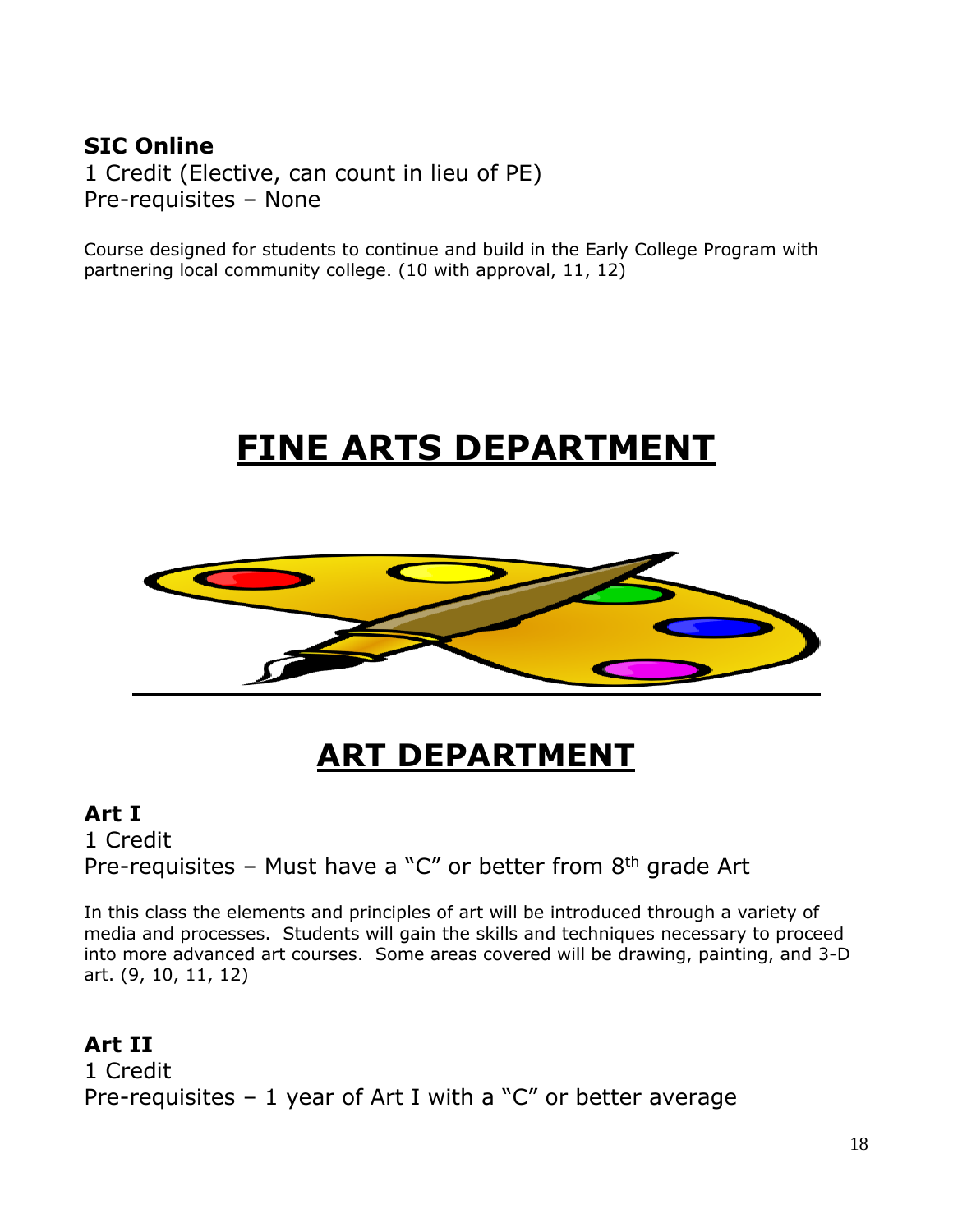**SIC Online**
1 Credit (Elective, can count in lieu of PE)
Pre-requisites – None

Course designed for students to continue and build in the Early College Program with partnering local community college. (10 with approval, 11, 12)

# FINE ARTS DEPARTMENT

## ART DEPARTMENT

**Art I**
1 Credit
Pre-requisites – Must have a "C" or better from 8th grade Art

In this class the elements and principles of art will be introduced through a variety of media and processes. Students will gain the skills and techniques necessary to proceed into more advanced art courses. Some areas covered will be drawing, painting, and 3-D art. (9, 10, 11, 12)

**Art II**
1 Credit
Pre-requisites – 1 year of Art I with a "C" or better average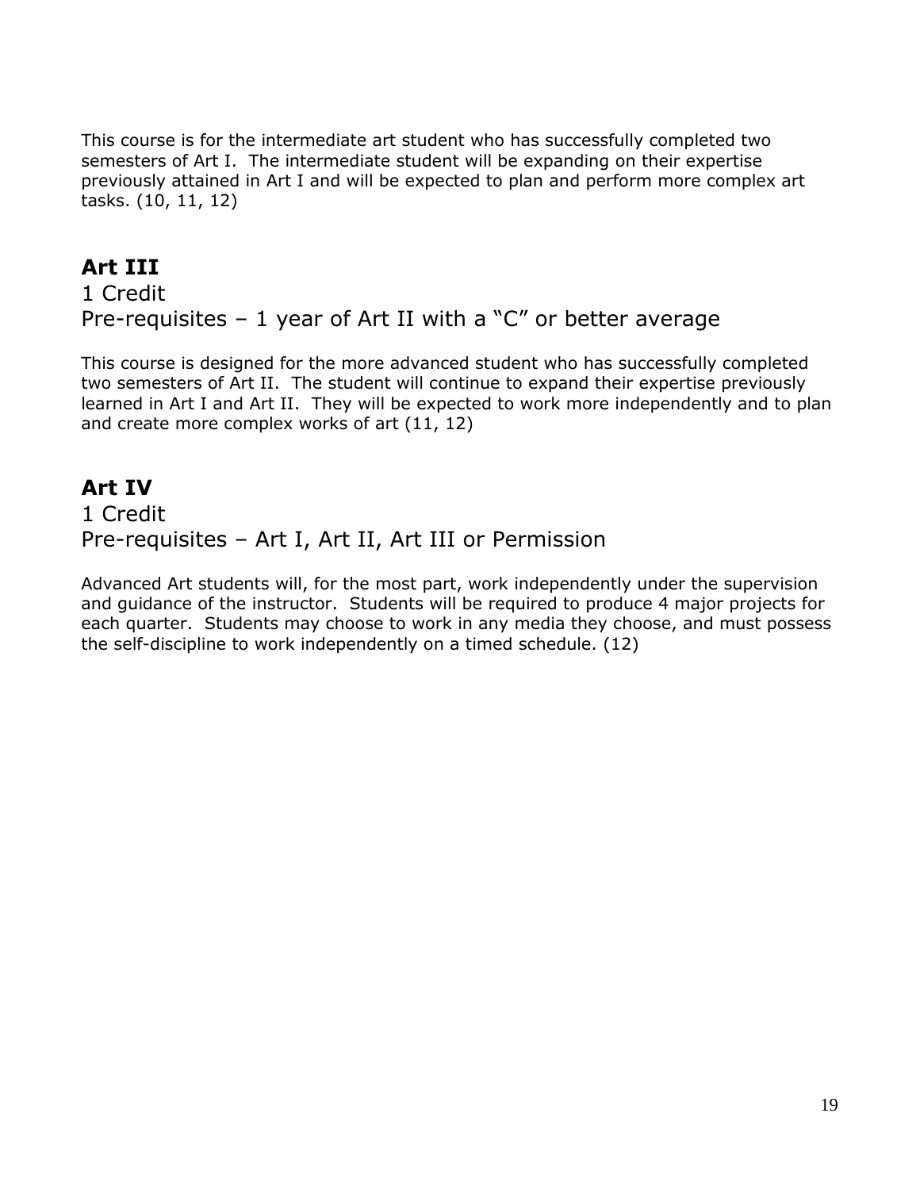This course is for the intermediate art student who has successfully completed two semesters of Art I. The intermediate student will be expanding on their expertise previously attained in Art I and will be expected to plan and perform more complex art tasks. (10, 11, 12)

## Art III

1 Credit
Pre-requisites – 1 year of Art II with a "C" or better average

This course is designed for the more advanced student who has successfully completed two semesters of Art II. The student will continue to expand their expertise previously learned in Art I and Art II. They will be expected to work more independently and to plan and create more complex works of art (11, 12)

## Art IV

1 Credit
Pre-requisites – Art I, Art II, Art III or Permission

Advanced Art students will, for the most part, work independently under the supervision and guidance of the instructor. Students will be required to produce 4 major projects for each quarter. Students may choose to work in any media they choose, and must possess the self-discipline to work independently on a timed schedule. (12)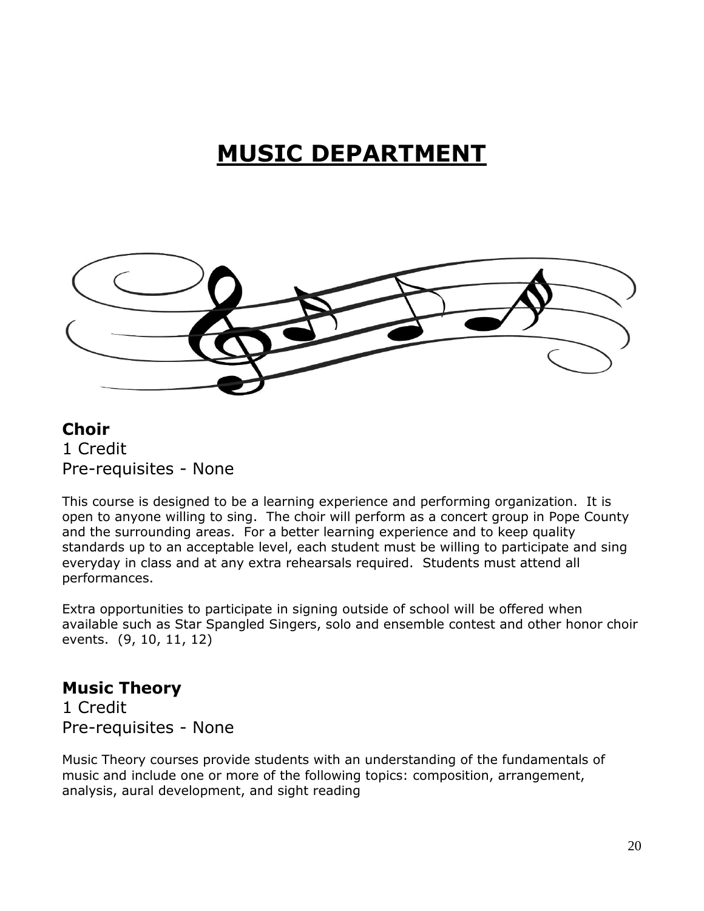# MUSIC DEPARTMENT

## Choir

1 Credit
Pre-requisites - None

This course is designed to be a learning experience and performing organization. It is open to anyone willing to sing. The choir will perform as a concert group in Pope County and the surrounding areas. For a better learning experience and to keep quality standards up to an acceptable level, each student must be willing to participate and sing everyday in class and at any extra rehearsals required. Students must attend all performances.

Extra opportunities to participate in signing outside of school will be offered when available such as Star Spangled Singers, solo and ensemble contest and other honor choir events. (9, 10, 11, 12)

## Music Theory

1 Credit
Pre-requisites - None

Music Theory courses provide students with an understanding of the fundamentals of music and include one or more of the following topics: composition, arrangement, analysis, aural development, and sight reading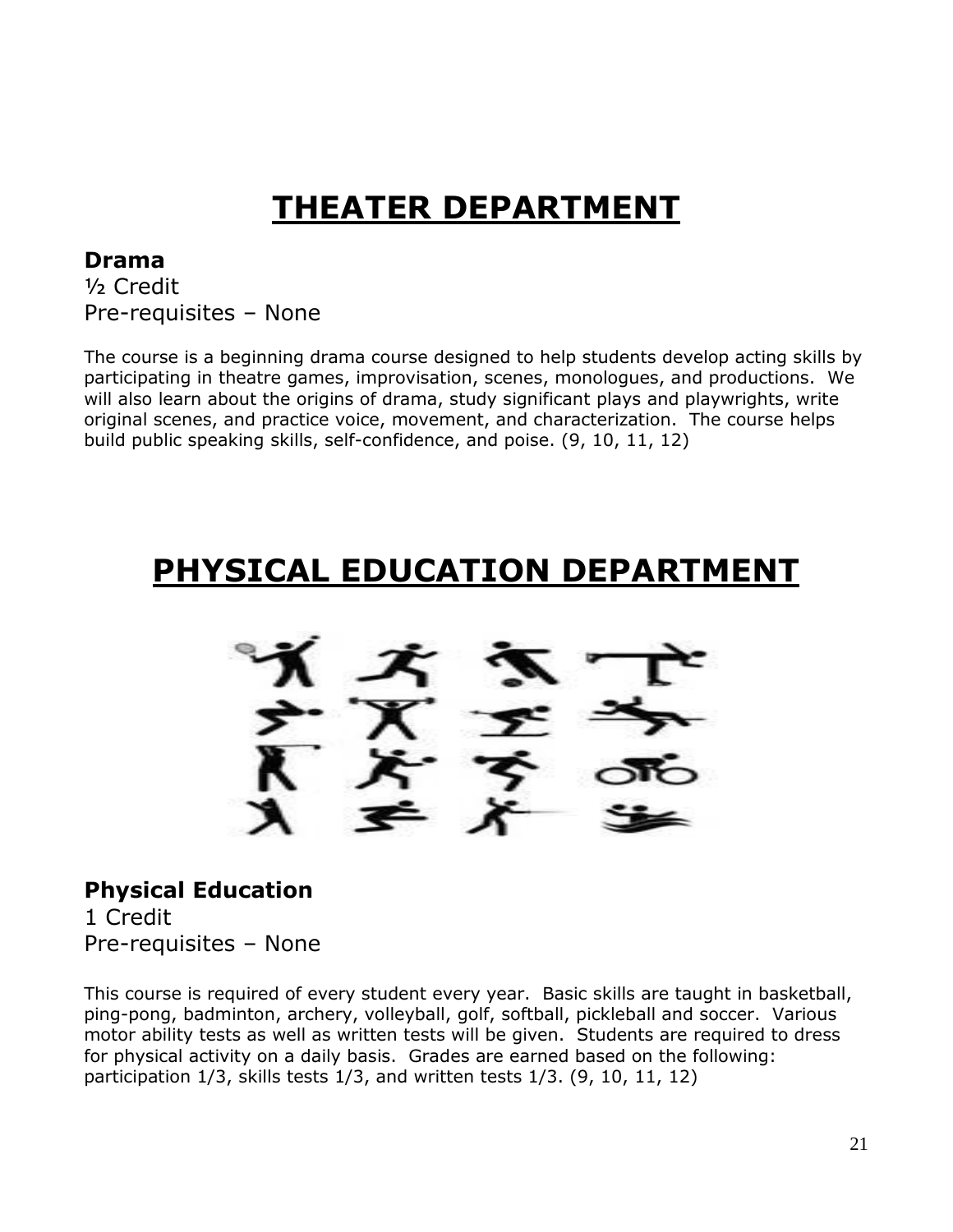# THEATER DEPARTMENT

**Drama**
½ Credit
Pre-requisites – None

The course is a beginning drama course designed to help students develop acting skills by participating in theatre games, improvisation, scenes, monologues, and productions. We will also learn about the origins of drama, study significant plays and playwrights, write original scenes, and practice voice, movement, and characterization. The course helps build public speaking skills, self-confidence, and poise. (9, 10, 11, 12)

# PHYSICAL EDUCATION DEPARTMENT

**Physical Education**
1 Credit
Pre-requisites – None

This course is required of every student every year. Basic skills are taught in basketball, ping-pong, badminton, archery, volleyball, golf, softball, pickleball and soccer. Various motor ability tests as well as written tests will be given. Students are required to dress for physical activity on a daily basis. Grades are earned based on the following: participation 1/3, skills tests 1/3, and written tests 1/3. (9, 10, 11, 12)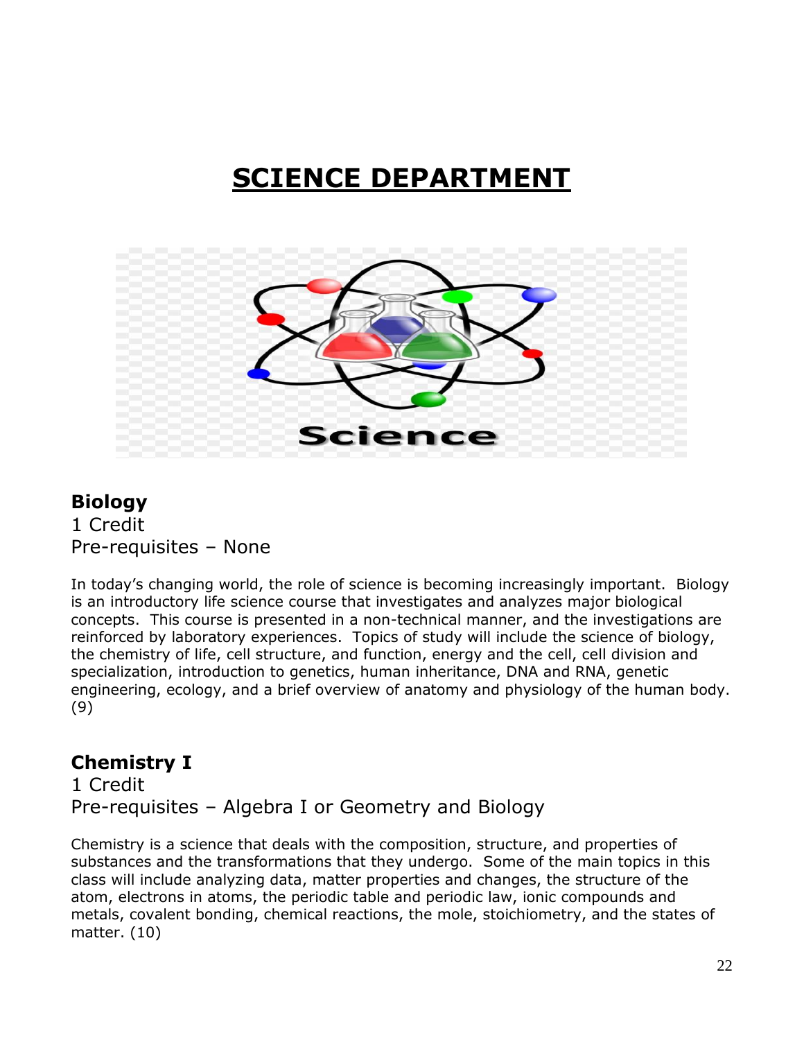# SCIENCE DEPARTMENT

## Biology

1 Credit
Pre-requisites – None

In today's changing world, the role of science is becoming increasingly important. Biology is an introductory life science course that investigates and analyzes major biological concepts. This course is presented in a non-technical manner, and the investigations are reinforced by laboratory experiences. Topics of study will include the science of biology, the chemistry of life, cell structure, and function, energy and the cell, cell division and specialization, introduction to genetics, human inheritance, DNA and RNA, genetic engineering, ecology, and a brief overview of anatomy and physiology of the human body. (9)

## Chemistry I

1 Credit
Pre-requisites – Algebra I or Geometry and Biology

Chemistry is a science that deals with the composition, structure, and properties of substances and the transformations that they undergo. Some of the main topics in this class will include analyzing data, matter properties and changes, the structure of the atom, electrons in atoms, the periodic table and periodic law, ionic compounds and metals, covalent bonding, chemical reactions, the mole, stoichiometry, and the states of matter. (10)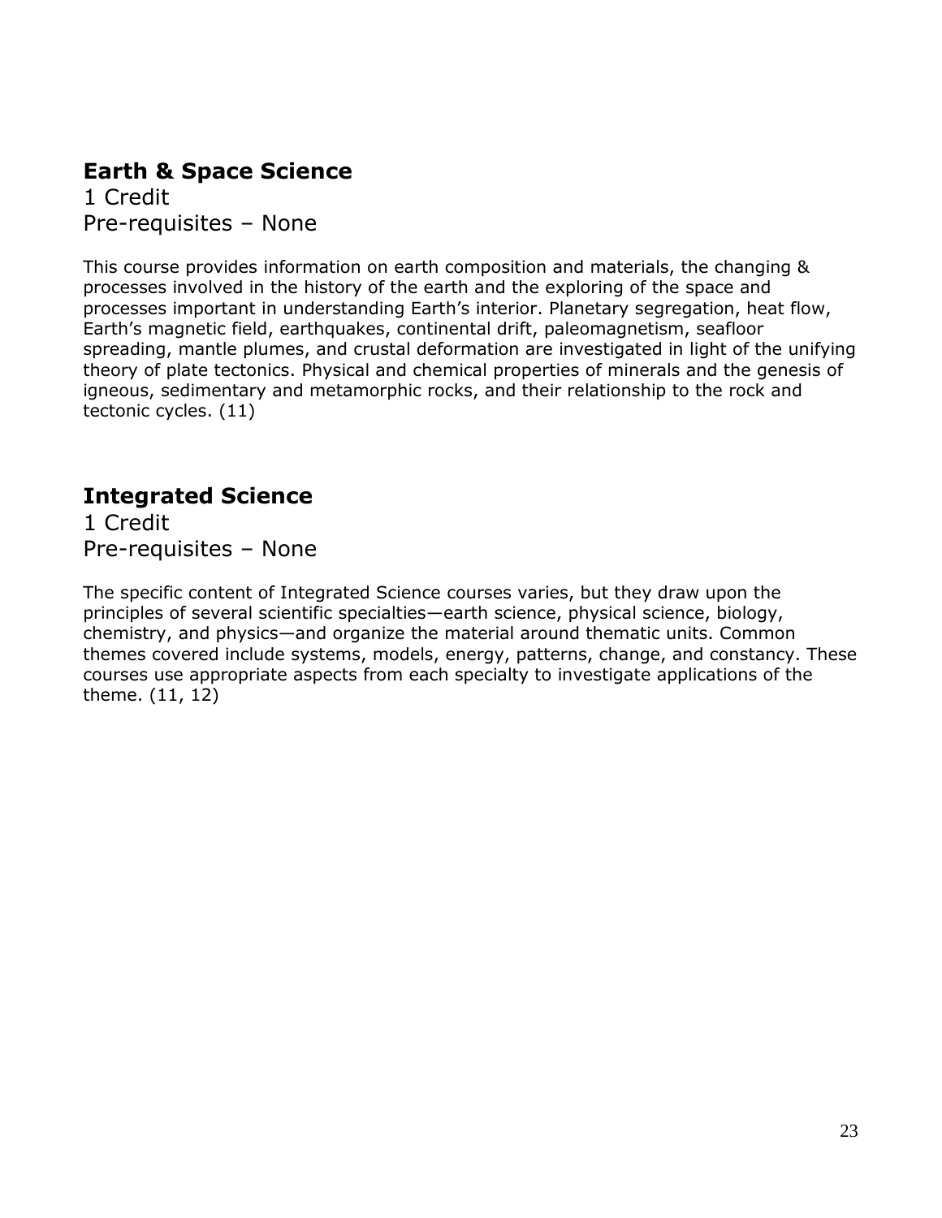## Earth & Space Science

1 Credit
Pre-requisites – None

This course provides information on earth composition and materials, the changing & processes involved in the history of the earth and the exploring of the space and processes important in understanding Earth's interior. Planetary segregation, heat flow, Earth's magnetic field, earthquakes, continental drift, paleomagnetism, seafloor spreading, mantle plumes, and crustal deformation are investigated in light of the unifying theory of plate tectonics. Physical and chemical properties of minerals and the genesis of igneous, sedimentary and metamorphic rocks, and their relationship to the rock and tectonic cycles. (11)

## Integrated Science

1 Credit
Pre-requisites – None

The specific content of Integrated Science courses varies, but they draw upon the principles of several scientific specialties—earth science, physical science, biology, chemistry, and physics—and organize the material around thematic units. Common themes covered include systems, models, energy, patterns, change, and constancy. These courses use appropriate aspects from each specialty to investigate applications of the theme. (11, 12)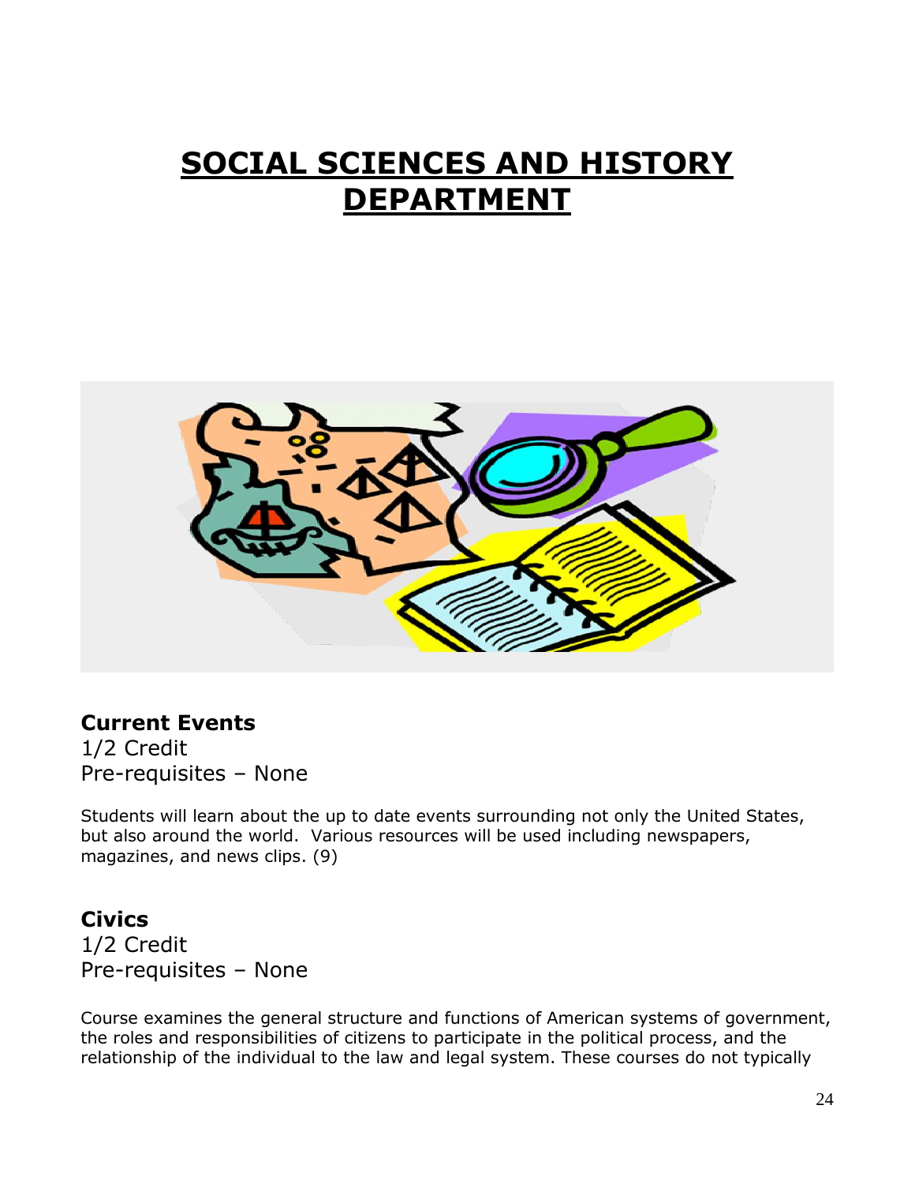# SOCIAL SCIENCES AND HISTORY DEPARTMENT

**Current Events**
1/2 Credit
Pre-requisites – None

Students will learn about the up to date events surrounding not only the United States, but also around the world. Various resources will be used including newspapers, magazines, and news clips. (9)

**Civics**
1/2 Credit
Pre-requisites – None

Course examines the general structure and functions of American systems of government, the roles and responsibilities of citizens to participate in the political process, and the relationship of the individual to the law and legal system. These courses do not typically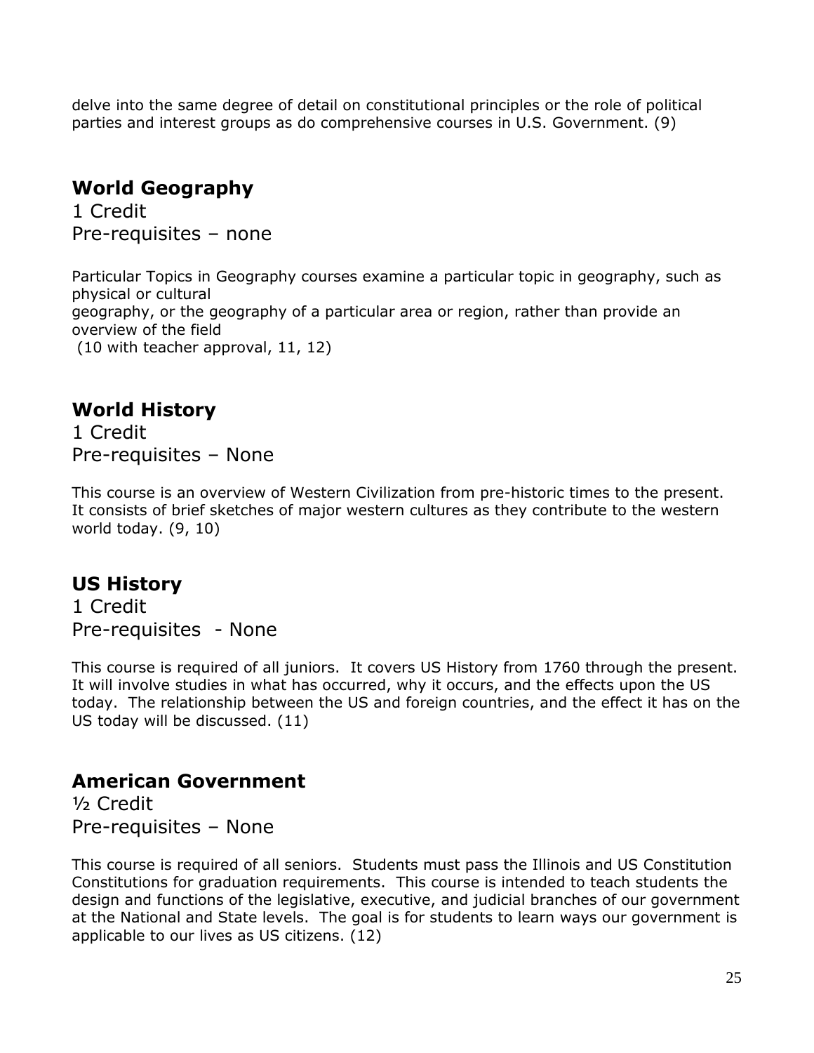delve into the same degree of detail on constitutional principles or the role of political parties and interest groups as do comprehensive courses in U.S. Government. (9)

## World Geography

1 Credit
Pre-requisites – none

Particular Topics in Geography courses examine a particular topic in geography, such as physical or cultural
geography, or the geography of a particular area or region, rather than provide an overview of the field
(10 with teacher approval, 11, 12)

## World History

1 Credit
Pre-requisites – None

This course is an overview of Western Civilization from pre-historic times to the present. It consists of brief sketches of major western cultures as they contribute to the western world today. (9, 10)

## US History

1 Credit
Pre-requisites - None

This course is required of all juniors. It covers US History from 1760 through the present. It will involve studies in what has occurred, why it occurs, and the effects upon the US today. The relationship between the US and foreign countries, and the effect it has on the US today will be discussed. (11)

## American Government

½ Credit
Pre-requisites – None

This course is required of all seniors. Students must pass the Illinois and US Constitution Constitutions for graduation requirements. This course is intended to teach students the design and functions of the legislative, executive, and judicial branches of our government at the National and State levels. The goal is for students to learn ways our government is applicable to our lives as US citizens. (12)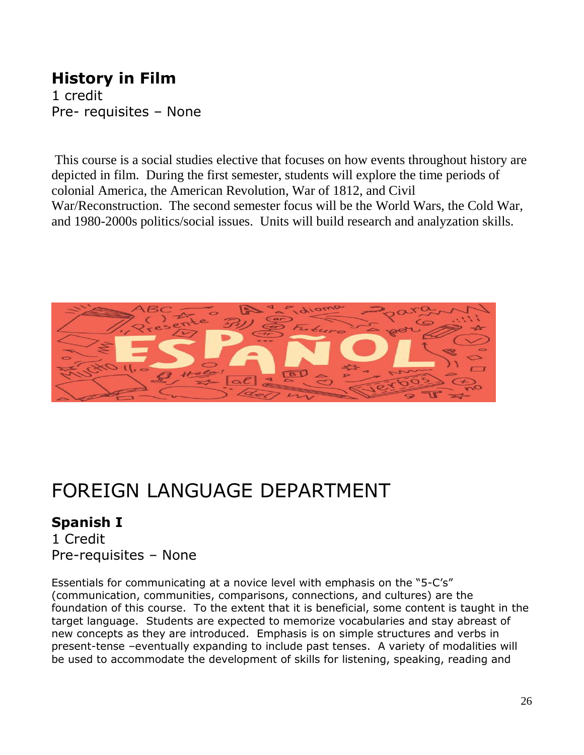### History in Film

1 credit
Pre- requisites – None

This course is a social studies elective that focuses on how events throughout history are depicted in film. During the first semester, students will explore the time periods of colonial America, the American Revolution, War of 1812, and Civil War/Reconstruction. The second semester focus will be the World Wars, the Cold War, and 1980-2000s politics/social issues. Units will build research and analyzation skills.

# FOREIGN LANGUAGE DEPARTMENT

### Spanish I

1 Credit
Pre-requisites – None

Essentials for communicating at a novice level with emphasis on the "5-C's" (communication, communities, comparisons, connections, and cultures) are the foundation of this course. To the extent that it is beneficial, some content is taught in the target language. Students are expected to memorize vocabularies and stay abreast of new concepts as they are introduced. Emphasis is on simple structures and verbs in present-tense –eventually expanding to include past tenses. A variety of modalities will be used to accommodate the development of skills for listening, speaking, reading and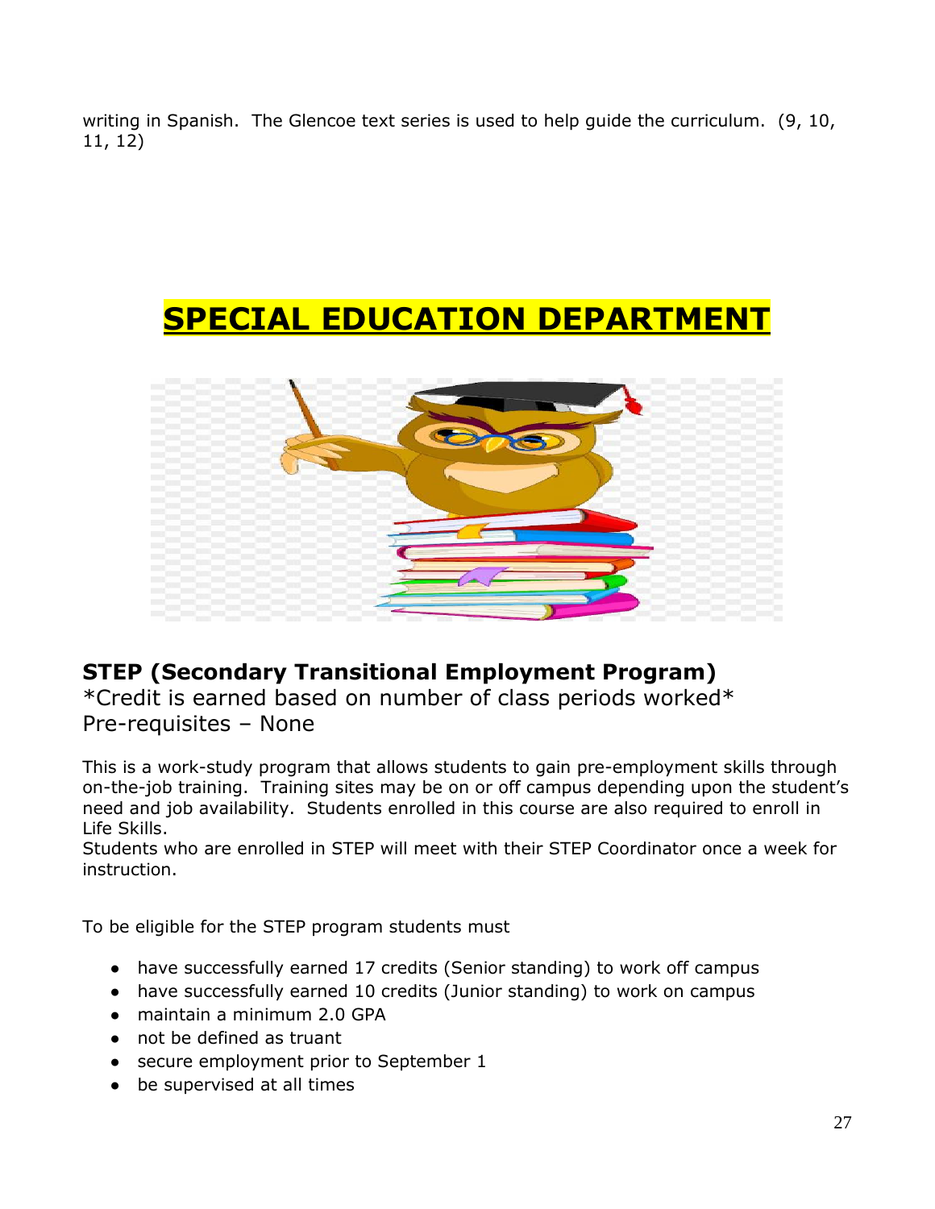writing in Spanish. The Glencoe text series is used to help guide the curriculum. (9, 10, 11, 12)

# SPECIAL EDUCATION DEPARTMENT

## STEP (Secondary Transitional Employment Program)

*Credit is earned based on number of class periods worked*
Pre-requisites – None

This is a work-study program that allows students to gain pre-employment skills through on-the-job training. Training sites may be on or off campus depending upon the student's need and job availability. Students enrolled in this course are also required to enroll in Life Skills.
Students who are enrolled in STEP will meet with their STEP Coordinator once a week for instruction.

To be eligible for the STEP program students must

- have successfully earned 17 credits (Senior standing) to work off campus
- have successfully earned 10 credits (Junior standing) to work on campus
- maintain a minimum 2.0 GPA
- not be defined as truant
- secure employment prior to September 1
- be supervised at all times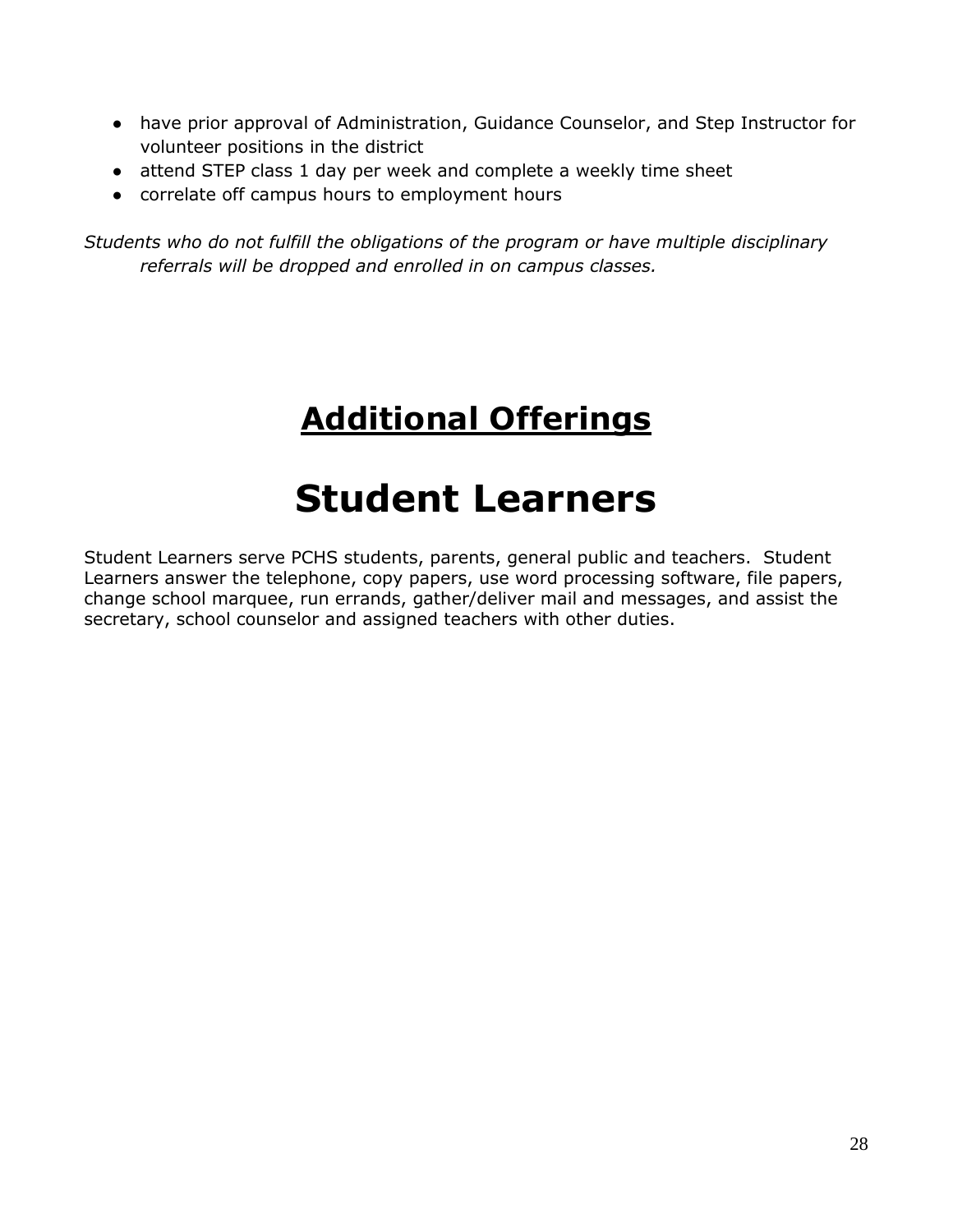- have prior approval of Administration, Guidance Counselor, and Step Instructor for volunteer positions in the district
- attend STEP class 1 day per week and complete a weekly time sheet
- correlate off campus hours to employment hours

*Students who do not fulfill the obligations of the program or have multiple disciplinary referrals will be dropped and enrolled in on campus classes.*

## <u>Additional Offerings</u>

# Student Learners

Student Learners serve PCHS students, parents, general public and teachers. Student Learners answer the telephone, copy papers, use word processing software, file papers, change school marquee, run errands, gather/deliver mail and messages, and assist the secretary, school counselor and assigned teachers with other duties.